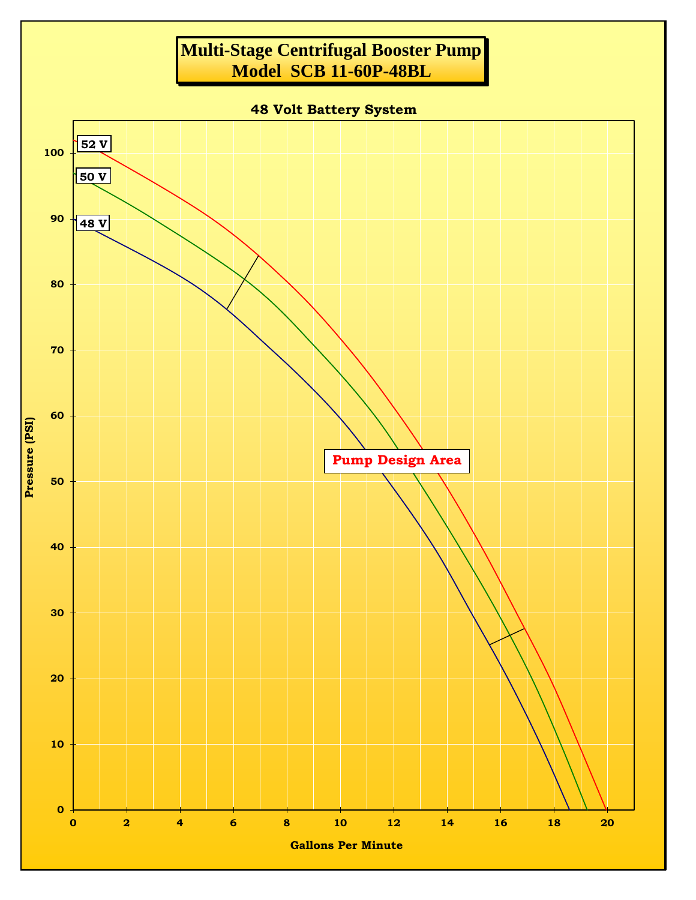# Multi-Stage Centrifugal Booster Pump
# Model SCB 11-60P-48BL

**48 Volt Battery System**

Pressure (PSI)

Gallons Per Minute

52 V

50 V

48 V

Pump Design Area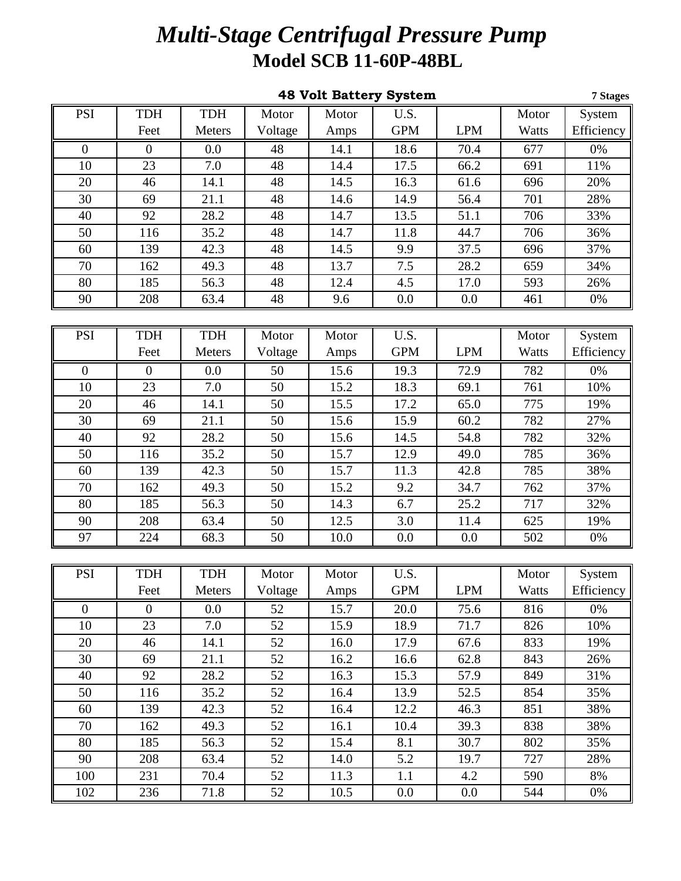# *Multi-Stage Centrifugal Pressure Pump*

## Model SCB 11-60P-48BL

**48 Volt Battery System** **7 Stages**

| PSI | TDH Feet | TDH Meters | Motor Voltage | Motor Amps | U.S. GPM | LPM | Motor Watts | System Efficiency |
|---|---|---|---|---|---|---|---|---|
| 0 | 0 | 0.0 | 48 | 14.1 | 18.6 | 70.4 | 677 | 0% |
| 10 | 23 | 7.0 | 48 | 14.4 | 17.5 | 66.2 | 691 | 11% |
| 20 | 46 | 14.1 | 48 | 14.5 | 16.3 | 61.6 | 696 | 20% |
| 30 | 69 | 21.1 | 48 | 14.6 | 14.9 | 56.4 | 701 | 28% |
| 40 | 92 | 28.2 | 48 | 14.7 | 13.5 | 51.1 | 706 | 33% |
| 50 | 116 | 35.2 | 48 | 14.7 | 11.8 | 44.7 | 706 | 36% |
| 60 | 139 | 42.3 | 48 | 14.5 | 9.9 | 37.5 | 696 | 37% |
| 70 | 162 | 49.3 | 48 | 13.7 | 7.5 | 28.2 | 659 | 34% |
| 80 | 185 | 56.3 | 48 | 12.4 | 4.5 | 17.0 | 593 | 26% |
| 90 | 208 | 63.4 | 48 | 9.6 | 0.0 | 0.0 | 461 | 0% |

| PSI | TDH Feet | TDH Meters | Motor Voltage | Motor Amps | U.S. GPM | LPM | Motor Watts | System Efficiency |
|---|---|---|---|---|---|---|---|---|
| 0 | 0 | 0.0 | 50 | 15.6 | 19.3 | 72.9 | 782 | 0% |
| 10 | 23 | 7.0 | 50 | 15.2 | 18.3 | 69.1 | 761 | 10% |
| 20 | 46 | 14.1 | 50 | 15.5 | 17.2 | 65.0 | 775 | 19% |
| 30 | 69 | 21.1 | 50 | 15.6 | 15.9 | 60.2 | 782 | 27% |
| 40 | 92 | 28.2 | 50 | 15.6 | 14.5 | 54.8 | 782 | 32% |
| 50 | 116 | 35.2 | 50 | 15.7 | 12.9 | 49.0 | 785 | 36% |
| 60 | 139 | 42.3 | 50 | 15.7 | 11.3 | 42.8 | 785 | 38% |
| 70 | 162 | 49.3 | 50 | 15.2 | 9.2 | 34.7 | 762 | 37% |
| 80 | 185 | 56.3 | 50 | 14.3 | 6.7 | 25.2 | 717 | 32% |
| 90 | 208 | 63.4 | 50 | 12.5 | 3.0 | 11.4 | 625 | 19% |
| 97 | 224 | 68.3 | 50 | 10.0 | 0.0 | 0.0 | 502 | 0% |

| PSI | TDH Feet | TDH Meters | Motor Voltage | Motor Amps | U.S. GPM | LPM | Motor Watts | System Efficiency |
|---|---|---|---|---|---|---|---|---|
| 0 | 0 | 0.0 | 52 | 15.7 | 20.0 | 75.6 | 816 | 0% |
| 10 | 23 | 7.0 | 52 | 15.9 | 18.9 | 71.7 | 826 | 10% |
| 20 | 46 | 14.1 | 52 | 16.0 | 17.9 | 67.6 | 833 | 19% |
| 30 | 69 | 21.1 | 52 | 16.2 | 16.6 | 62.8 | 843 | 26% |
| 40 | 92 | 28.2 | 52 | 16.3 | 15.3 | 57.9 | 849 | 31% |
| 50 | 116 | 35.2 | 52 | 16.4 | 13.9 | 52.5 | 854 | 35% |
| 60 | 139 | 42.3 | 52 | 16.4 | 12.2 | 46.3 | 851 | 38% |
| 70 | 162 | 49.3 | 52 | 16.1 | 10.4 | 39.3 | 838 | 38% |
| 80 | 185 | 56.3 | 52 | 15.4 | 8.1 | 30.7 | 802 | 35% |
| 90 | 208 | 63.4 | 52 | 14.0 | 5.2 | 19.7 | 727 | 28% |
| 100 | 231 | 70.4 | 52 | 11.3 | 1.1 | 4.2 | 590 | 8% |
| 102 | 236 | 71.8 | 52 | 10.5 | 0.0 | 0.0 | 544 | 0% |